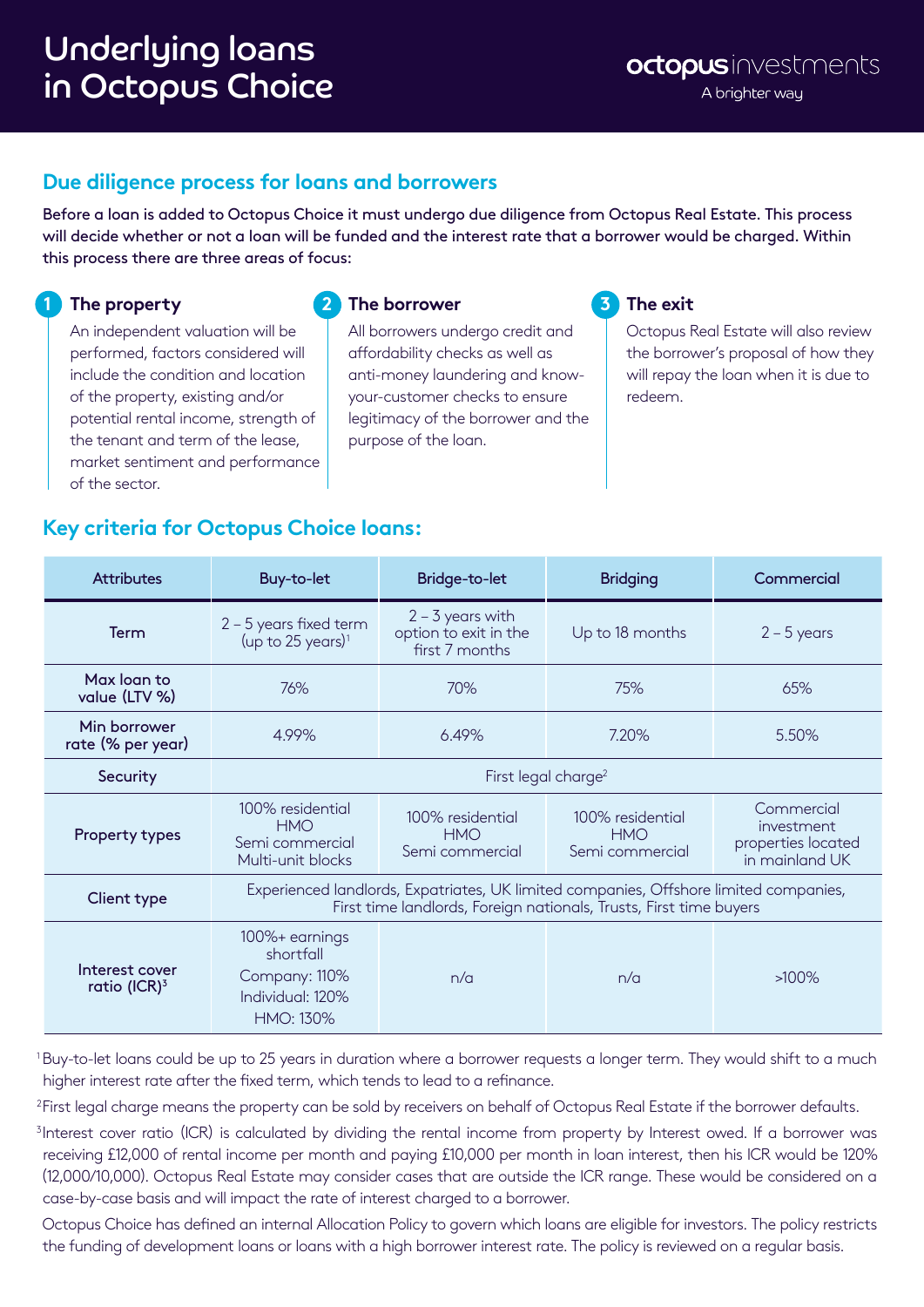# Underlying loans in Octopus Choice

octopus investments
A brighter way

## Due diligence process for loans and borrowers

**Before a loan is added to Octopus Choice it must undergo due diligence from Octopus Real Estate. This process will decide whether or not a loan will be funded and the interest rate that a borrower would be charged. Within this process there are three areas of focus:**

### 1 The property

An independent valuation will be performed, factors considered will include the condition and location of the property, existing and/or potential rental income, strength of the tenant and term of the lease, market sentiment and performance of the sector.

### 2 The borrower

All borrowers undergo credit and affordability checks as well as anti-money laundering and know-your-customer checks to ensure legitimacy of the borrower and the purpose of the loan.

### 3 The exit

Octopus Real Estate will also review the borrower's proposal of how they will repay the loan when it is due to redeem.

## Key criteria for Octopus Choice loans:

| Attributes | Buy-to-let | Bridge-to-let | Bridging | Commercial |
|---|---|---|---|---|
| Term | 2 – 5 years fixed term (up to 25 years)[1] | 2 – 3 years with option to exit in the first 7 months | Up to 18 months | 2 – 5 years |
| Max loan to value (LTV %) | 76% | 70% | 75% | 65% |
| Min borrower rate (% per year) | 4.99% | 6.49% | 7.20% | 5.50% |
| Security | First legal charge[2] | | | |
| Property types | 100% residential<br>HMO<br>Semi commercial<br>Multi-unit blocks | 100% residential<br>HMO<br>Semi commercial | 100% residential<br>HMO<br>Semi commercial | Commercial investment properties located in mainland UK |
| Client type | Experienced landlords, Expatriates, UK limited companies, Offshore limited companies, First time landlords, Foreign nationals, Trusts, First time buyers | | | |
| Interest cover ratio (ICR)[3] | 100%+ earnings shortfall<br>Company: 110%<br>Individual: 120%<br>HMO: 130% | n/a | n/a | >100% |

[1] Buy-to-let loans could be up to 25 years in duration where a borrower requests a longer term. They would shift to a much higher interest rate after the fixed term, which tends to lead to a refinance.

[2] First legal charge means the property can be sold by receivers on behalf of Octopus Real Estate if the borrower defaults.

[3] Interest cover ratio (ICR) is calculated by dividing the rental income from property by Interest owed. If a borrower was receiving £12,000 of rental income per month and paying £10,000 per month in loan interest, then his ICR would be 120% (12,000/10,000). Octopus Real Estate may consider cases that are outside the ICR range. These would be considered on a case-by-case basis and will impact the rate of interest charged to a borrower.

Octopus Choice has defined an internal Allocation Policy to govern which loans are eligible for investors. The policy restricts the funding of development loans or loans with a high borrower interest rate. The policy is reviewed on a regular basis.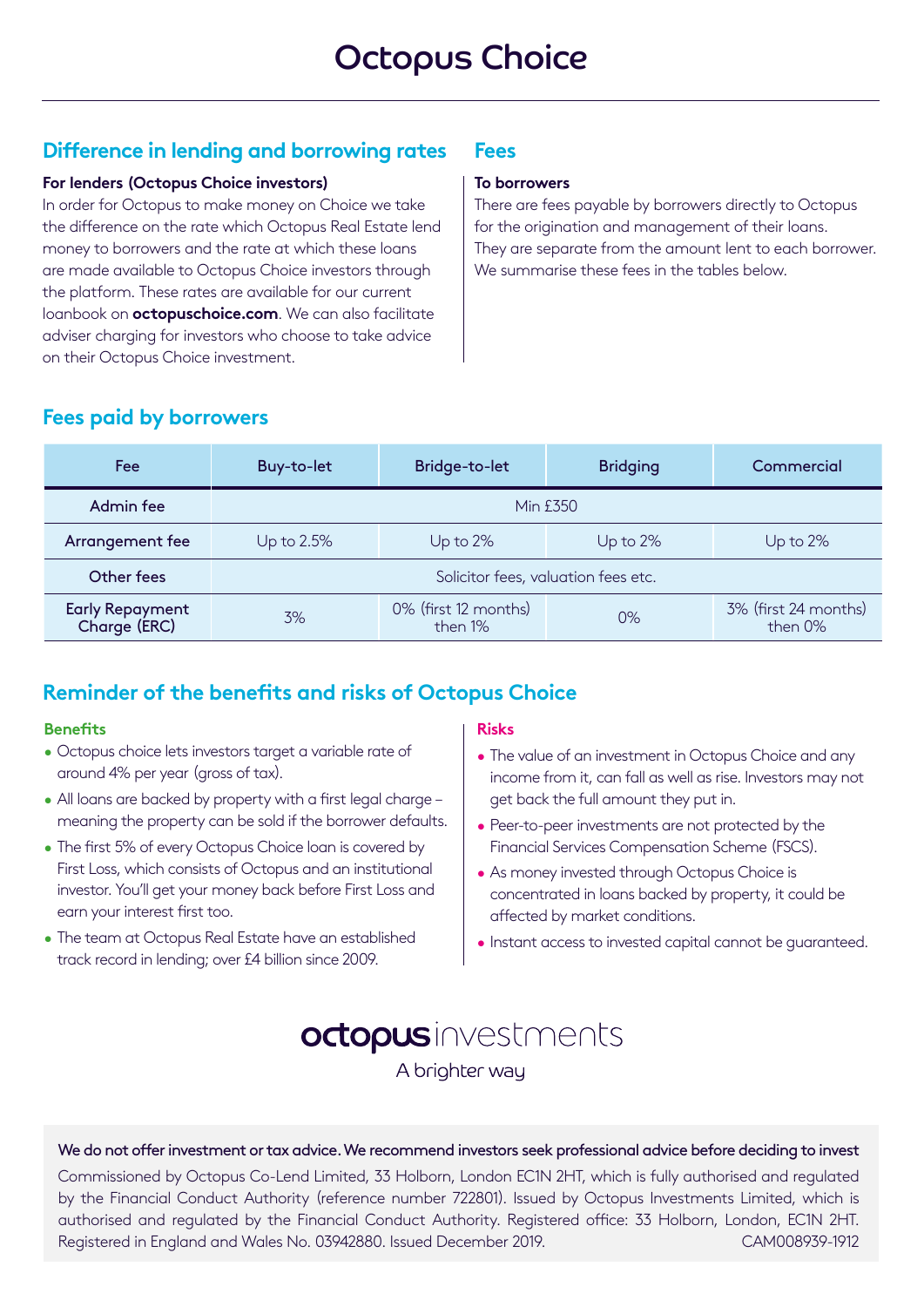# Octopus Choice

## Difference in lending and borrowing rates

**For lenders (Octopus Choice investors)**

In order for Octopus to make money on Choice we take the difference on the rate which Octopus Real Estate lend money to borrowers and the rate at which these loans are made available to Octopus Choice investors through the platform. These rates are available for our current loanbook on **octopuschoice.com**. We can also facilitate adviser charging for investors who choose to take advice on their Octopus Choice investment.

## Fees

**To borrowers**

There are fees payable by borrowers directly to Octopus for the origination and management of their loans. They are separate from the amount lent to each borrower. We summarise these fees in the tables below.

## Fees paid by borrowers

| Fee | Buy-to-let | Bridge-to-let | Bridging | Commercial |
|---|---|---|---|---|
| Admin fee | Min £350 | | | |
| Arrangement fee | Up to 2.5% | Up to 2% | Up to 2% | Up to 2% |
| Other fees | Solicitor fees, valuation fees etc. | | | |
| Early Repayment Charge (ERC) | 3% | 0% (first 12 months) then 1% | 0% | 3% (first 24 months) then 0% |

## Reminder of the benefits and risks of Octopus Choice

**Benefits**

- Octopus choice lets investors target a variable rate of around 4% per year (gross of tax).
- All loans are backed by property with a first legal charge – meaning the property can be sold if the borrower defaults.
- The first 5% of every Octopus Choice loan is covered by First Loss, which consists of Octopus and an institutional investor. You'll get your money back before First Loss and earn your interest first too.
- The team at Octopus Real Estate have an established track record in lending; over £4 billion since 2009.

**Risks**

- The value of an investment in Octopus Choice and any income from it, can fall as well as rise. Investors may not get back the full amount they put in.
- Peer-to-peer investments are not protected by the Financial Services Compensation Scheme (FSCS).
- As money invested through Octopus Choice is concentrated in loans backed by property, it could be affected by market conditions.
- Instant access to invested capital cannot be guaranteed.

octopus investments

A brighter way

**We do not offer investment or tax advice. We recommend investors seek professional advice before deciding to invest**

Commissioned by Octopus Co-Lend Limited, 33 Holborn, London EC1N 2HT, which is fully authorised and regulated by the Financial Conduct Authority (reference number 722801). Issued by Octopus Investments Limited, which is authorised and regulated by the Financial Conduct Authority. Registered office: 33 Holborn, London, EC1N 2HT. Registered in England and Wales No. 03942880. Issued December 2019. CAM008939-1912